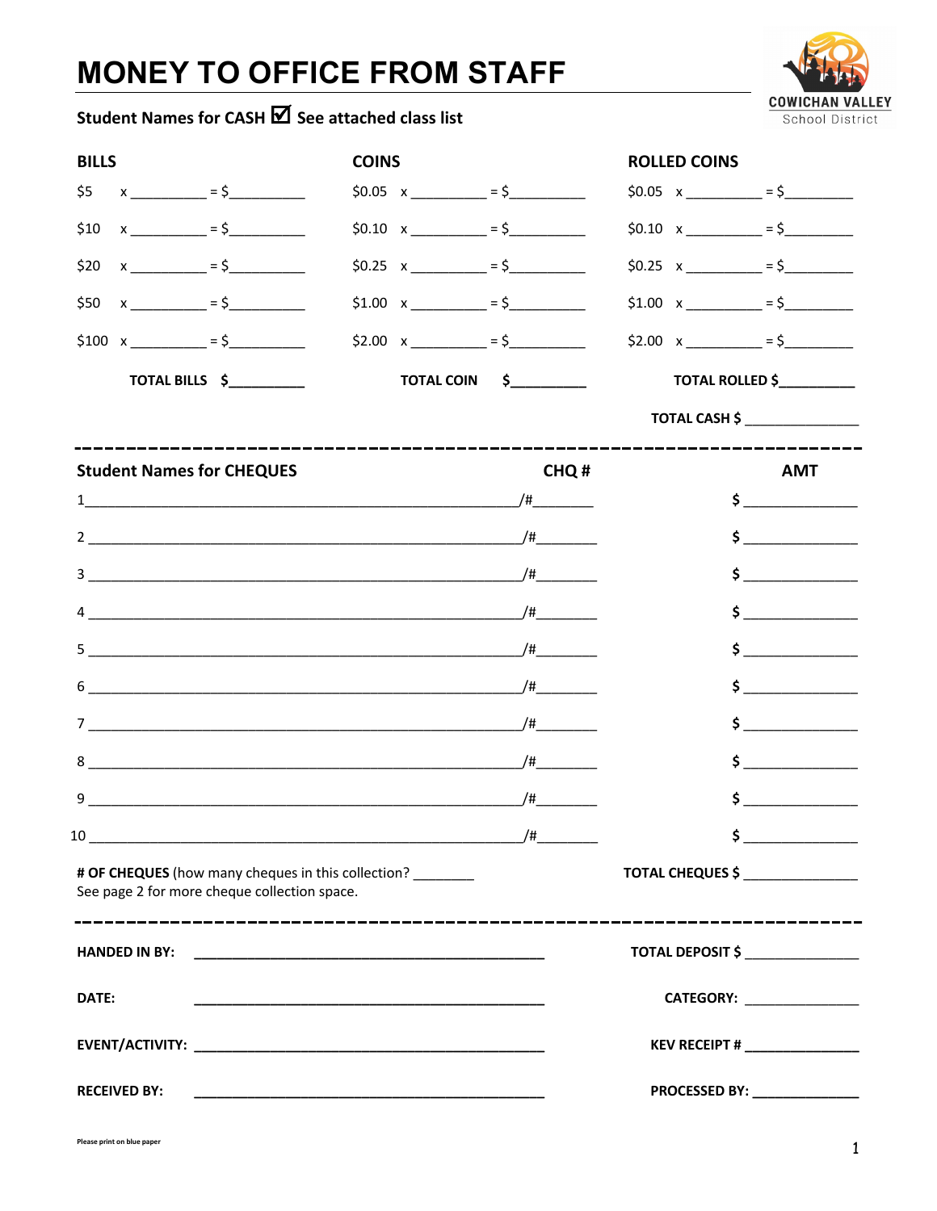# MONEY TO OFFICE FROM STAFF

COWICHAN VALLEY
School District

**Student Names for CASH ☑ See attached class list**

| **BILLS** | | | **COINS** | | | **ROLLED COINS** | | |
|---|---|---|---|---|---|---|---|---|
| $5 | x ________ | = $________ | $0.05 | x ________ | = $________ | $0.05 | x ________ | = $________ |
| $10 | x ________ | = $________ | $0.10 | x ________ | = $________ | $0.10 | x ________ | = $________ |
| $20 | x ________ | = $________ | $0.25 | x ________ | = $________ | $0.25 | x ________ | = $________ |
| $50 | x ________ | = $________ | $1.00 | x ________ | = $________ | $1.00 | x ________ | = $________ |
| $100 | x ________ | = $________ | $2.00 | x ________ | = $________ | $2.00 | x ________ | = $________ |
| | **TOTAL BILLS** | **$________** | | **TOTAL COIN** | **$________** | | **TOTAL ROLLED** | **$________** |

**TOTAL CASH $** ______________

---

| **Student Names for CHEQUES** | **CHQ #** | **AMT** |
|---|---|---|
| 1 ______________________________________________ | /#________ | $ ______________ |
| 2 ______________________________________________ | /#________ | $ ______________ |
| 3 ______________________________________________ | /#________ | $ ______________ |
| 4 ______________________________________________ | /#________ | $ ______________ |
| 5 ______________________________________________ | /#________ | $ ______________ |
| 6 ______________________________________________ | /#________ | $ ______________ |
| 7 ______________________________________________ | /#________ | $ ______________ |
| 8 ______________________________________________ | /#________ | $ ______________ |
| 9 ______________________________________________ | /#________ | $ ______________ |
| 10 _____________________________________________ | /#________ | $ ______________ |

**# OF CHEQUES** (how many cheques in this collection? ________
See page 2 for more cheque collection space.

**TOTAL CHEQUES $** ______________

---

| | | | |
|---|---|---|---|
| **HANDED IN BY:** | ________________________________________ | **TOTAL DEPOSIT $** | ______________ |
| **DATE:** | ________________________________________ | **CATEGORY:** | ______________ |
| **EVENT/ACTIVITY:** | ________________________________________ | **KEV RECEIPT #** | ______________ |
| **RECEIVED BY:** | ________________________________________ | **PROCESSED BY:** | ______________ |

Please print on blue paper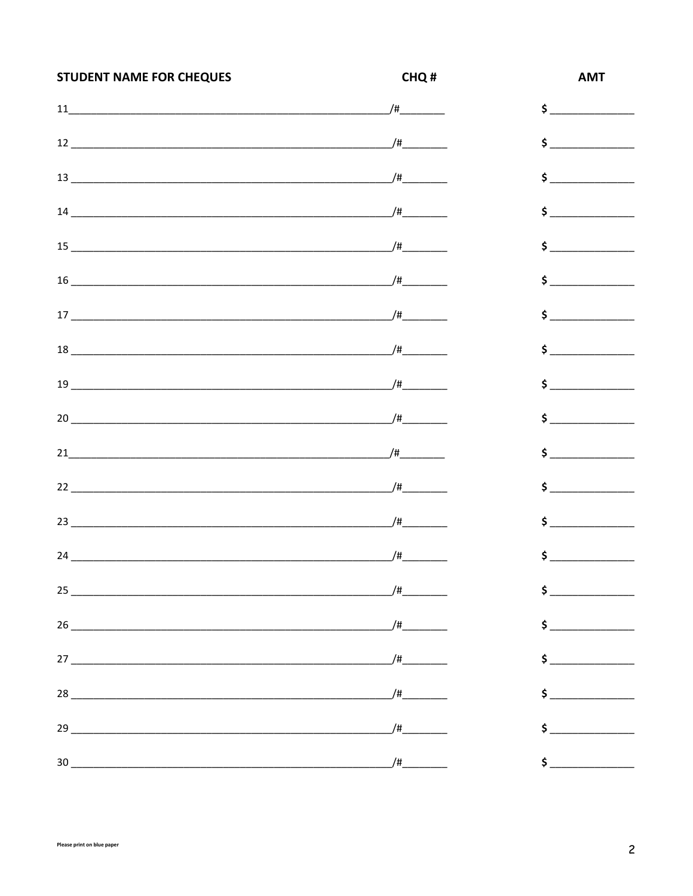| STUDENT NAME FOR CHEQUES | CHQ # | AMT |
| --- | --- | --- |
| 11___________________________________________ | /#________ | $ ______________ |
| 12 ___________________________________________ | /#________ | $ ______________ |
| 13 ___________________________________________ | /#________ | $ ______________ |
| 14 ___________________________________________ | /#________ | $ ______________ |
| 15 ___________________________________________ | /#________ | $ ______________ |
| 16 ___________________________________________ | /#________ | $ ______________ |
| 17 ___________________________________________ | /#________ | $ ______________ |
| 18 ___________________________________________ | /#________ | $ ______________ |
| 19 ___________________________________________ | /#________ | $ ______________ |
| 20 ___________________________________________ | /#________ | $ ______________ |
| 21___________________________________________ | /#________ | $ ______________ |
| 22 ___________________________________________ | /#________ | $ ______________ |
| 23 ___________________________________________ | /#________ | $ ______________ |
| 24 ___________________________________________ | /#________ | $ ______________ |
| 25 ___________________________________________ | /#________ | $ ______________ |
| 26 ___________________________________________ | /#________ | $ ______________ |
| 27 ___________________________________________ | /#________ | $ ______________ |
| 28 ___________________________________________ | /#________ | $ ______________ |
| 29 ___________________________________________ | /#________ | $ ______________ |
| 30 ___________________________________________ | /#________ | $ ______________ |

Please print on blue paper